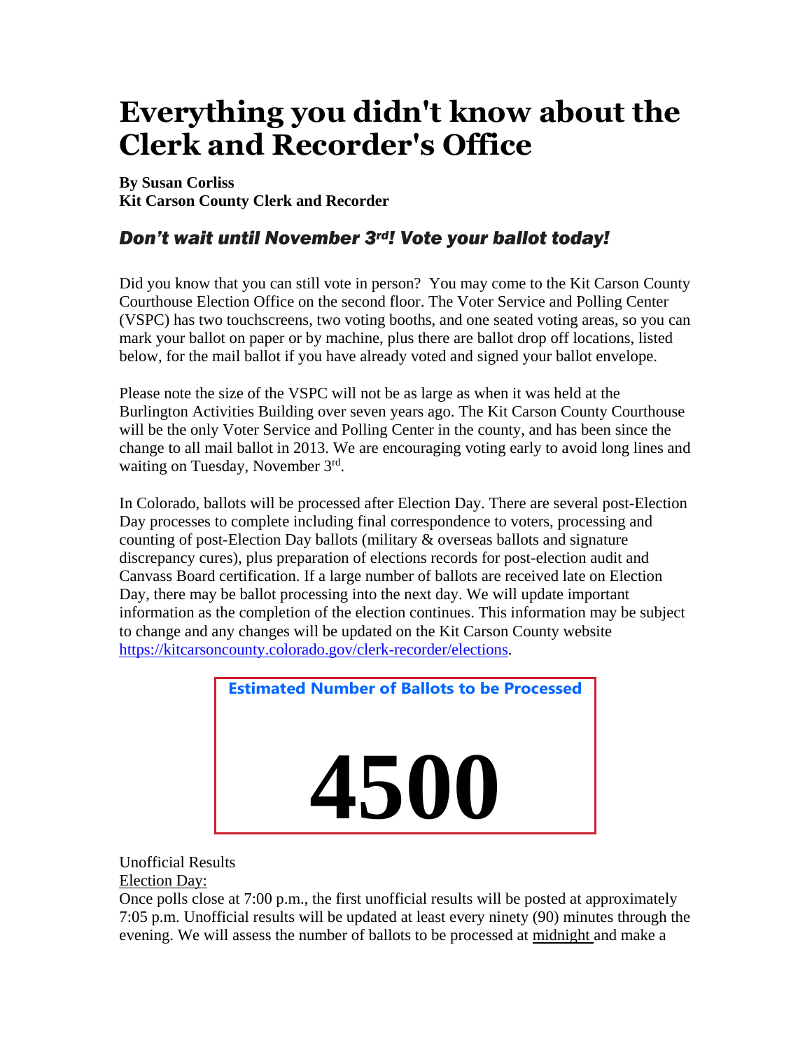# Everything you didn't know about the Clerk and Recorder's Office

**By Susan Corliss**
**Kit Carson County Clerk and Recorder**

## *Don't wait until November 3rd! Vote your ballot today!*

Did you know that you can still vote in person? You may come to the Kit Carson County Courthouse Election Office on the second floor. The Voter Service and Polling Center (VSPC) has two touchscreens, two voting booths, and one seated voting areas, so you can mark your ballot on paper or by machine, plus there are ballot drop off locations, listed below, for the mail ballot if you have already voted and signed your ballot envelope.

Please note the size of the VSPC will not be as large as when it was held at the Burlington Activities Building over seven years ago. The Kit Carson County Courthouse will be the only Voter Service and Polling Center in the county, and has been since the change to all mail ballot in 2013. We are encouraging voting early to avoid long lines and waiting on Tuesday, November 3rd.

In Colorado, ballots will be processed after Election Day. There are several post-Election Day processes to complete including final correspondence to voters, processing and counting of post-Election Day ballots (military & overseas ballots and signature discrepancy cures), plus preparation of elections records for post-election audit and Canvass Board certification. If a large number of ballots are received late on Election Day, there may be ballot processing into the next day. We will update important information as the completion of the election continues. This information may be subject to change and any changes will be updated on the Kit Carson County website [https://kitcarsoncounty.colorado.gov/clerk-recorder/elections](https://kitcarsoncounty.colorado.gov/clerk-recorder/elections).

**Estimated Number of Ballots to be Processed**

# 4500

Unofficial Results

Election Day:

Once polls close at 7:00 p.m., the first unofficial results will be posted at approximately 7:05 p.m. Unofficial results will be updated at least every ninety (90) minutes through the evening. We will assess the number of ballots to be processed at midnight and make a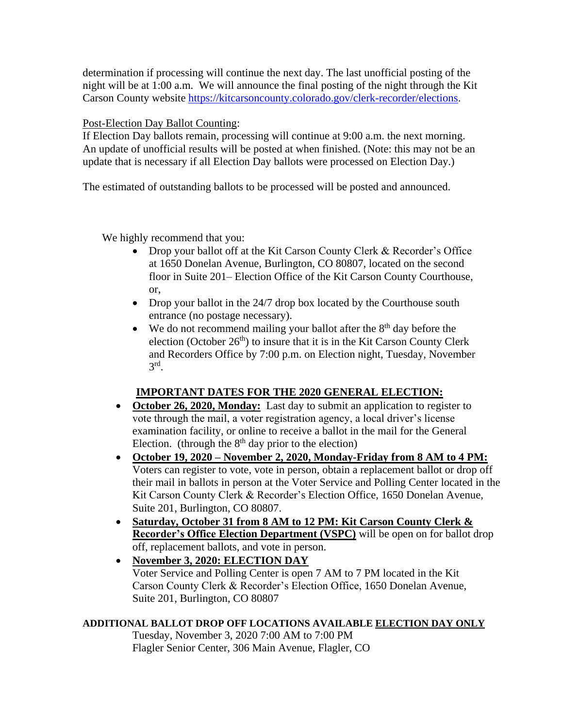determination if processing will continue the next day. The last unofficial posting of the night will be at 1:00 a.m. We will announce the final posting of the night through the Kit Carson County website https://kitcarsoncounty.colorado.gov/clerk-recorder/elections.

Post-Election Day Ballot Counting:
If Election Day ballots remain, processing will continue at 9:00 a.m. the next morning. An update of unofficial results will be posted at when finished. (Note: this may not be an update that is necessary if all Election Day ballots were processed on Election Day.)

The estimated of outstanding ballots to be processed will be posted and announced.

We highly recommend that you:

- Drop your ballot off at the Kit Carson County Clerk & Recorder's Office at 1650 Donelan Avenue, Burlington, CO 80807, located on the second floor in Suite 201– Election Office of the Kit Carson County Courthouse, or,
- Drop your ballot in the 24/7 drop box located by the Courthouse south entrance (no postage necessary).
- We do not recommend mailing your ballot after the 8th day before the election (October 26th) to insure that it is in the Kit Carson County Clerk and Recorders Office by 7:00 p.m. on Election night, Tuesday, November 3rd.

## IMPORTANT DATES FOR THE 2020 GENERAL ELECTION:

- **October 26, 2020, Monday:** Last day to submit an application to register to vote through the mail, a voter registration agency, a local driver's license examination facility, or online to receive a ballot in the mail for the General Election. (through the 8th day prior to the election)
- **October 19, 2020 – November 2, 2020, Monday-Friday from 8 AM to 4 PM:** Voters can register to vote, vote in person, obtain a replacement ballot or drop off their mail in ballots in person at the Voter Service and Polling Center located in the Kit Carson County Clerk & Recorder's Election Office, 1650 Donelan Avenue, Suite 201, Burlington, CO 80807.
- **Saturday, October 31 from 8 AM to 12 PM: Kit Carson County Clerk & Recorder's Office Election Department (VSPC)** will be open on for ballot drop off, replacement ballots, and vote in person.
- **November 3, 2020: ELECTION DAY**
  Voter Service and Polling Center is open 7 AM to 7 PM located in the Kit Carson County Clerk & Recorder's Election Office, 1650 Donelan Avenue, Suite 201, Burlington, CO 80807

**ADDITIONAL BALLOT DROP OFF LOCATIONS AVAILABLE ELECTION DAY ONLY**

Tuesday, November 3, 2020 7:00 AM to 7:00 PM
Flagler Senior Center, 306 Main Avenue, Flagler, CO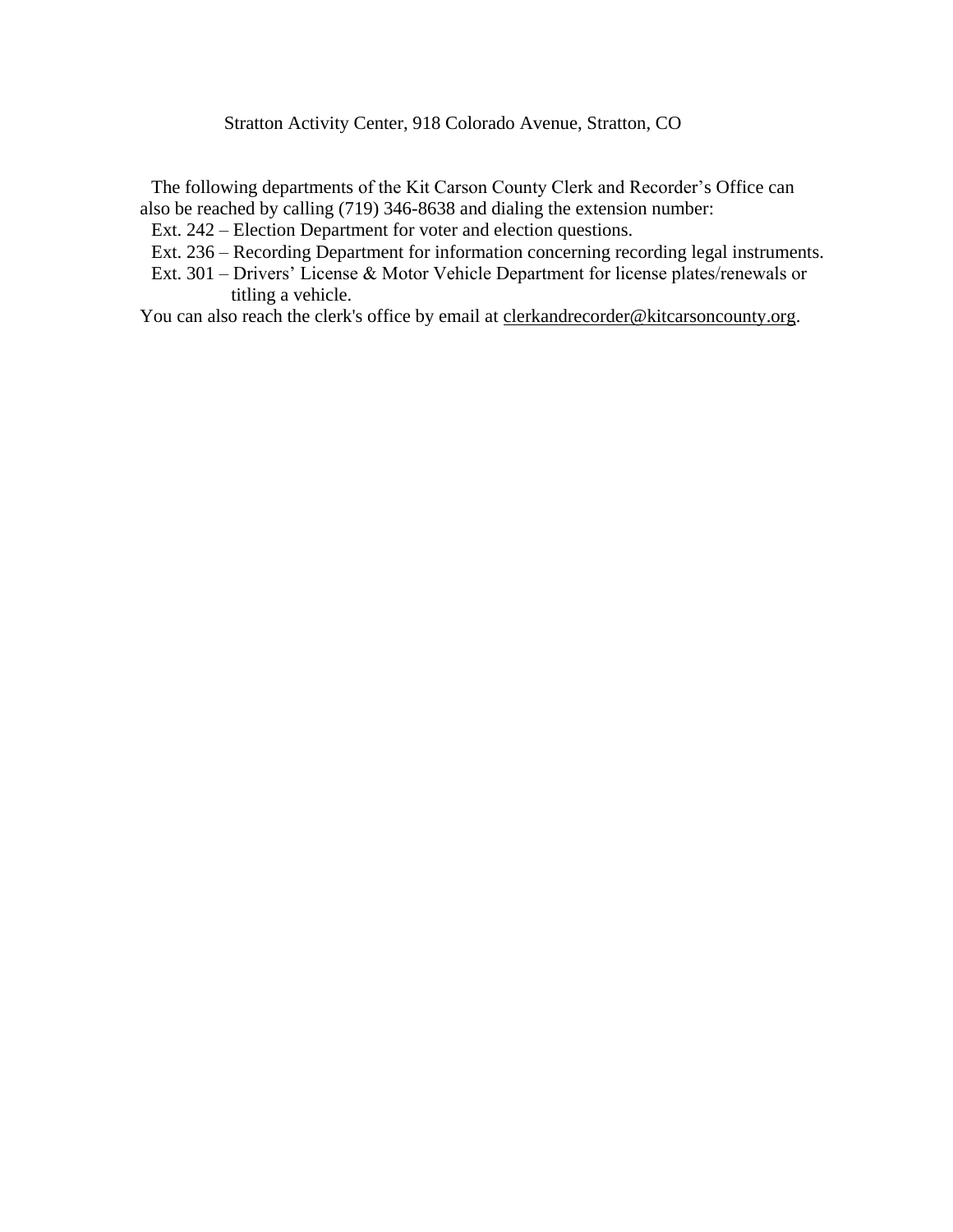Stratton Activity Center, 918 Colorado Avenue, Stratton, CO

The following departments of the Kit Carson County Clerk and Recorder's Office can also be reached by calling (719) 346-8638 and dialing the extension number:

Ext. 242 – Election Department for voter and election questions.

Ext. 236 – Recording Department for information concerning recording legal instruments.

Ext. 301 – Drivers' License & Motor Vehicle Department for license plates/renewals or titling a vehicle.

You can also reach the clerk's office by email at clerkandrecorder@kitcarsoncounty.org.